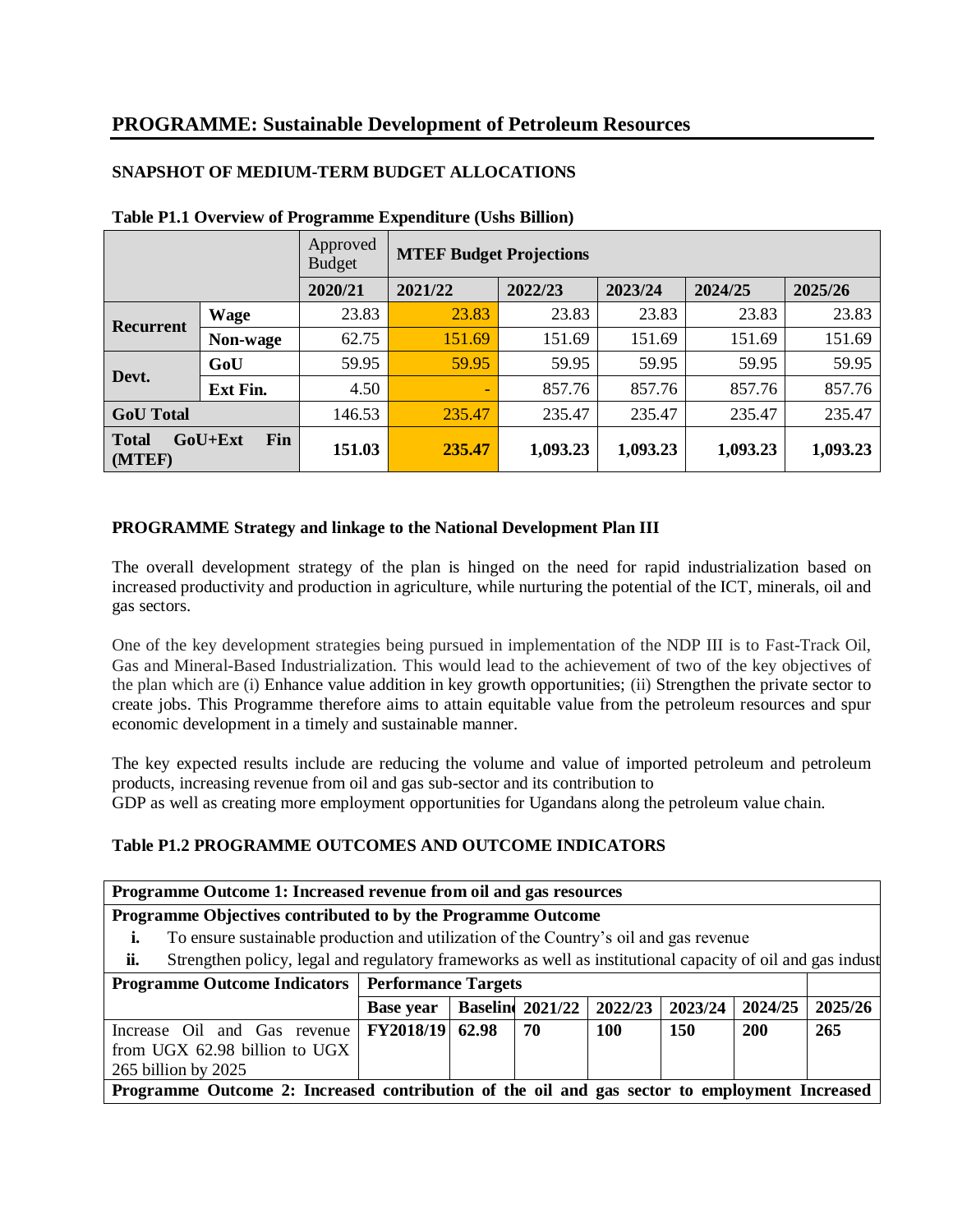## PROGRAMME: Sustainable Development of Petroleum Resources

### SNAPSHOT OF MEDIUM-TERM BUDGET ALLOCATIONS

**Table P1.1 Overview of Programme Expenditure (Ushs Billion)**

| | | Approved Budget | MTEF Budget Projections | | | | |
|---|---|---|---|---|---|---|---|
| | | **2020/21** | **2021/22** | **2022/23** | **2023/24** | **2024/25** | **2025/26** |
| **Recurrent** | **Wage** | 23.83 | 23.83 | 23.83 | 23.83 | 23.83 | 23.83 |
| | **Non-wage** | 62.75 | 151.69 | 151.69 | 151.69 | 151.69 | 151.69 |
| **Devt.** | **GoU** | 59.95 | 59.95 | 59.95 | 59.95 | 59.95 | 59.95 |
| | **Ext Fin.** | 4.50 | - | 857.76 | 857.76 | 857.76 | 857.76 |
| **GoU Total** | | 146.53 | 235.47 | 235.47 | 235.47 | 235.47 | 235.47 |
| **Total GoU+Ext Fin (MTEF)** | | **151.03** | **235.47** | **1,093.23** | **1,093.23** | **1,093.23** | **1,093.23** |

### PROGRAMME Strategy and linkage to the National Development Plan III

The overall development strategy of the plan is hinged on the need for rapid industrialization based on increased productivity and production in agriculture, while nurturing the potential of the ICT, minerals, oil and gas sectors.

One of the key development strategies being pursued in implementation of the NDP III is to Fast-Track Oil, Gas and Mineral-Based Industrialization. This would lead to the achievement of two of the key objectives of the plan which are (i) Enhance value addition in key growth opportunities; (ii) Strengthen the private sector to create jobs. This Programme therefore aims to attain equitable value from the petroleum resources and spur economic development in a timely and sustainable manner.

The key expected results include are reducing the volume and value of imported petroleum and petroleum products, increasing revenue from oil and gas sub-sector and its contribution to
GDP as well as creating more employment opportunities for Ugandans along the petroleum value chain.

### Table P1.2 PROGRAMME OUTCOMES AND OUTCOME INDICATORS

| **Programme Outcome 1: Increased revenue from oil and gas resources** | | | | | | | |
|---|---|---|---|---|---|---|---|
| **Programme Objectives contributed to by the Programme Outcome**<br>i. To ensure sustainable production and utilization of the Country's oil and gas revenue<br>ii. Strengthen policy, legal and regulatory frameworks as well as institutional capacity of oil and gas indust | | | | | | | |
| **Programme Outcome Indicators** | **Performance Targets** | | | | | | |
| | **Base year** | **Baseline** | **2021/22** | **2022/23** | **2023/24** | **2024/25** | **2025/26** |
| Increase Oil and Gas revenue from UGX 62.98 billion to UGX 265 billion by 2025 | **FY2018/19** | **62.98** | **70** | **100** | **150** | **200** | **265** |
| **Programme Outcome 2: Increased contribution of the oil and gas sector to employment Increased** | | | | | | | |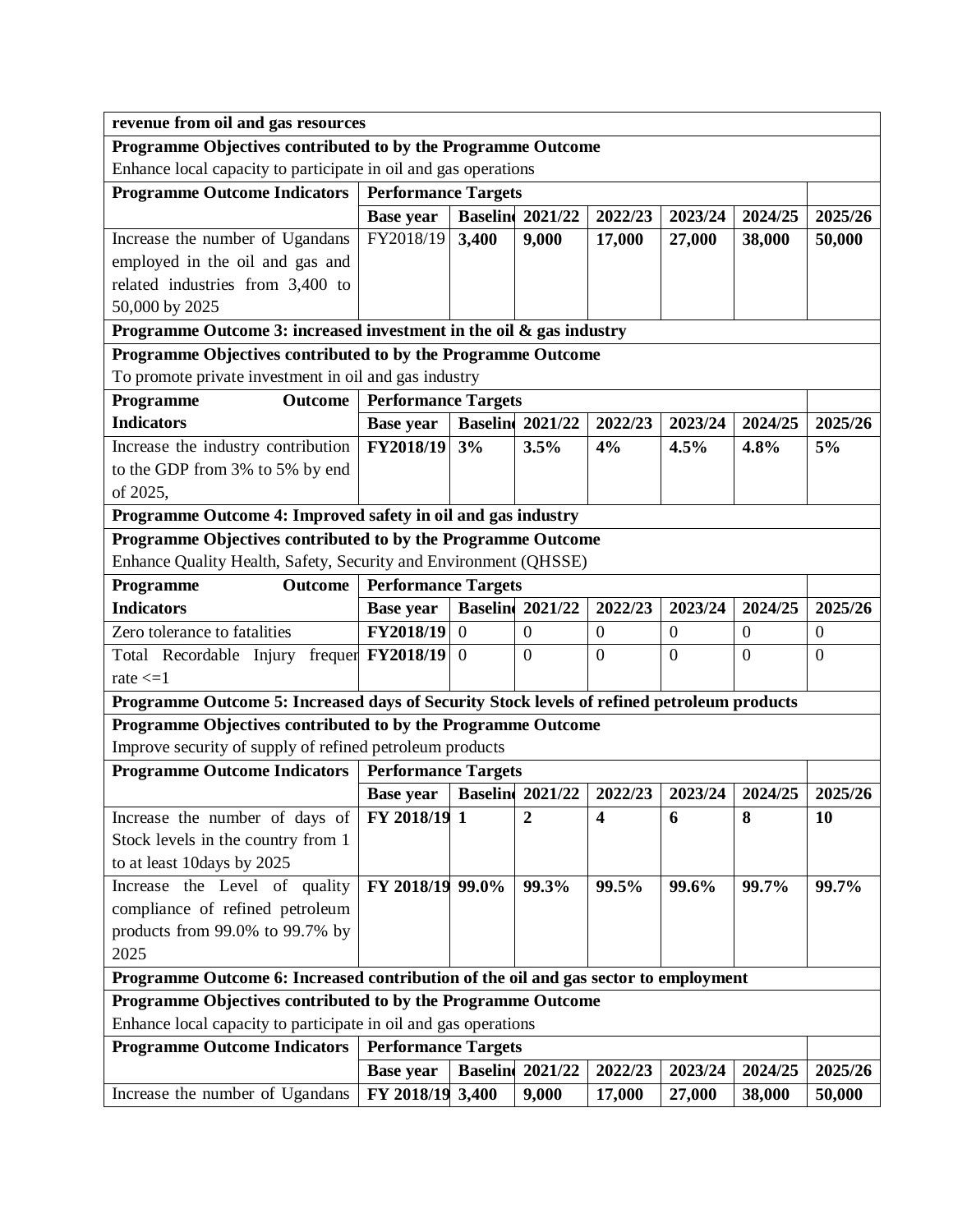| revenue from oil and gas resources | | | | | | | |
|---|---|---|---|---|---|---|---|
| **Programme Objectives contributed to by the Programme Outcome** | | | | | | | |
| Enhance local capacity to participate in oil and gas operations | | | | | | | |
| **Programme Outcome Indicators** | **Performance Targets** | | | | | | |
| | **Base year** | **Baseline** | **2021/22** | **2022/23** | **2023/24** | **2024/25** | **2025/26** |
| Increase the number of Ugandans employed in the oil and gas and related industries from 3,400 to 50,000 by 2025 | FY2018/19 | **3,400** | **9,000** | **17,000** | **27,000** | **38,000** | **50,000** |
| **Programme Outcome 3: increased investment in the oil & gas industry** | | | | | | | |
| **Programme Objectives contributed to by the Programme Outcome** | | | | | | | |
| To promote private investment in oil and gas industry | | | | | | | |
| **Programme Outcome Indicators** | **Performance Targets** | | | | | | |
| | **Base year** | **Baseline** | **2021/22** | **2022/23** | **2023/24** | **2024/25** | **2025/26** |
| Increase the industry contribution to the GDP from 3% to 5% by end of 2025, | **FY2018/19** | **3%** | **3.5%** | **4%** | **4.5%** | **4.8%** | **5%** |
| **Programme Outcome 4: Improved safety in oil and gas industry** | | | | | | | |
| **Programme Objectives contributed to by the Programme Outcome** | | | | | | | |
| Enhance Quality Health, Safety, Security and Environment (QHSSE) | | | | | | | |
| **Programme Outcome Indicators** | **Performance Targets** | | | | | | |
| | **Base year** | **Baseline** | **2021/22** | **2022/23** | **2023/24** | **2024/25** | **2025/26** |
| Zero tolerance to fatalities | **FY2018/19** | 0 | 0 | 0 | 0 | 0 | 0 |
| Total Recordable Injury frequency rate <=1 | **FY2018/19** | 0 | 0 | 0 | 0 | 0 | 0 |
| **Programme Outcome 5: Increased days of Security Stock levels of refined petroleum products** | | | | | | | |
| **Programme Objectives contributed to by the Programme Outcome** | | | | | | | |
| Improve security of supply of refined petroleum products | | | | | | | |
| **Programme Outcome Indicators** | **Performance Targets** | | | | | | |
| | **Base year** | **Baseline** | **2021/22** | **2022/23** | **2023/24** | **2024/25** | **2025/26** |
| Increase the number of days of Stock levels in the country from 1 to at least 10days by 2025 | **FY 2018/19** | **1** | **2** | **4** | **6** | **8** | **10** |
| Increase the Level of quality compliance of refined petroleum products from 99.0% to 99.7% by 2025 | **FY 2018/19** | **99.0%** | **99.3%** | **99.5%** | **99.6%** | **99.7%** | **99.7%** |
| **Programme Outcome 6: Increased contribution of the oil and gas sector to employment** | | | | | | | |
| **Programme Objectives contributed to by the Programme Outcome** | | | | | | | |
| Enhance local capacity to participate in oil and gas operations | | | | | | | |
| **Programme Outcome Indicators** | **Performance Targets** | | | | | | |
| | **Base year** | **Baseline** | **2021/22** | **2022/23** | **2023/24** | **2024/25** | **2025/26** |
| Increase the number of Ugandans | **FY 2018/19** | **3,400** | **9,000** | **17,000** | **27,000** | **38,000** | **50,000** |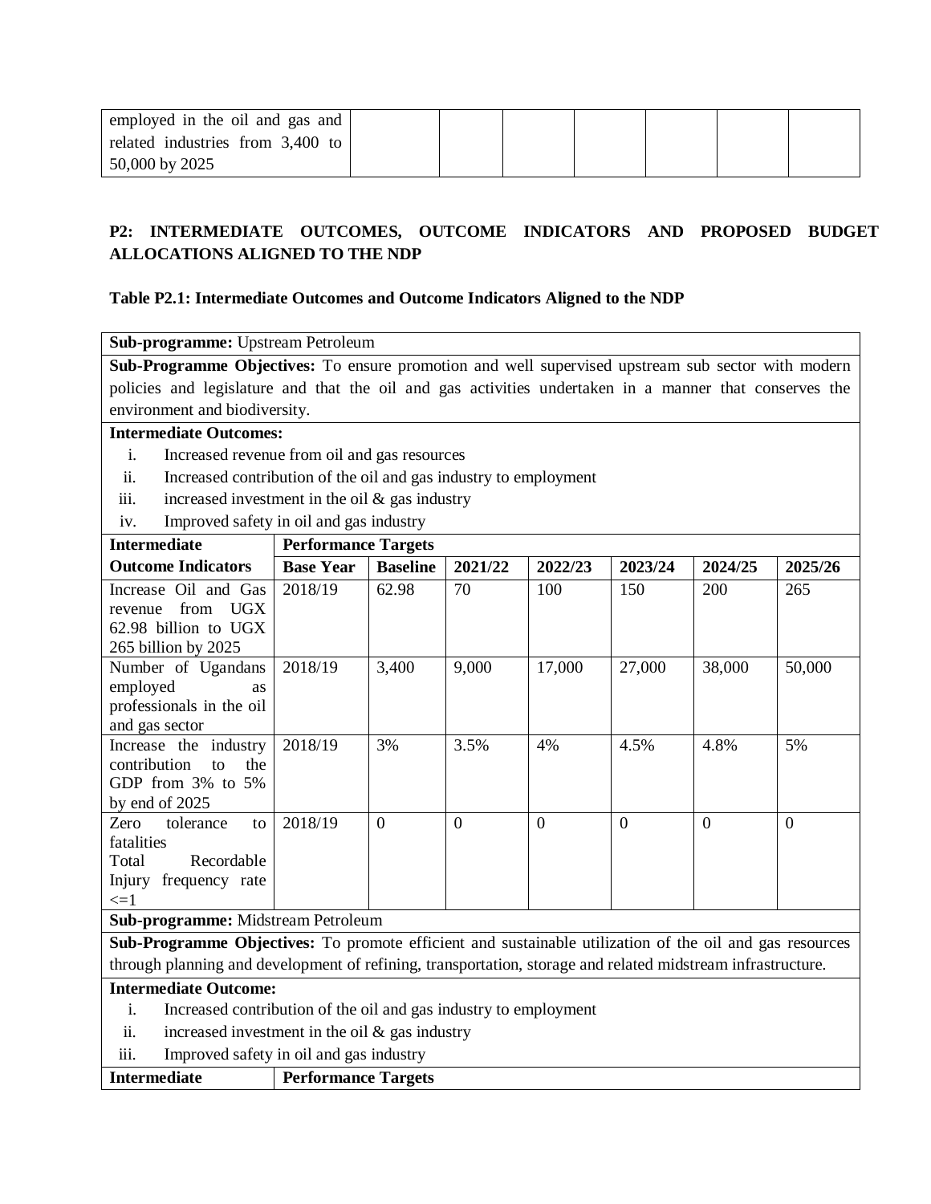| employed in the oil and gas and related industries from 3,400 to 50,000 by 2025 | | | | | | | |
|---|---|---|---|---|---|---|---|

**P2: INTERMEDIATE OUTCOMES, OUTCOME INDICATORS AND PROPOSED BUDGET ALLOCATIONS ALIGNED TO THE NDP**

**Table P2.1: Intermediate Outcomes and Outcome Indicators Aligned to the NDP**

**Sub-programme:** Upstream Petroleum

**Sub-Programme Objectives:** To ensure promotion and well supervised upstream sub sector with modern policies and legislature and that the oil and gas activities undertaken in a manner that conserves the environment and biodiversity.

**Intermediate Outcomes:**

i. Increased revenue from oil and gas resources
ii. Increased contribution of the oil and gas industry to employment
iii. increased investment in the oil & gas industry
iv. Improved safety in oil and gas industry

| **Intermediate Outcome Indicators** | **Performance Targets** | | | | | | |
|---|---|---|---|---|---|---|---|
| | **Base Year** | **Baseline** | **2021/22** | **2022/23** | **2023/24** | **2024/25** | **2025/26** |
| Increase Oil and Gas revenue from UGX 62.98 billion to UGX 265 billion by 2025 | 2018/19 | 62.98 | 70 | 100 | 150 | 200 | 265 |
| Number of Ugandans employed as professionals in the oil and gas sector | 2018/19 | 3,400 | 9,000 | 17,000 | 27,000 | 38,000 | 50,000 |
| Increase the industry contribution to the GDP from 3% to 5% by end of 2025 | 2018/19 | 3% | 3.5% | 4% | 4.5% | 4.8% | 5% |
| Zero tolerance to fatalities Total Recordable Injury frequency rate <=1 | 2018/19 | 0 | 0 | 0 | 0 | 0 | 0 |

**Sub-programme:** Midstream Petroleum

**Sub-Programme Objectives:** To promote efficient and sustainable utilization of the oil and gas resources through planning and development of refining, transportation, storage and related midstream infrastructure.

**Intermediate Outcome:**

i. Increased contribution of the oil and gas industry to employment
ii. increased investment in the oil & gas industry
iii. Improved safety in oil and gas industry

| **Intermediate** | **Performance Targets** |
|---|---|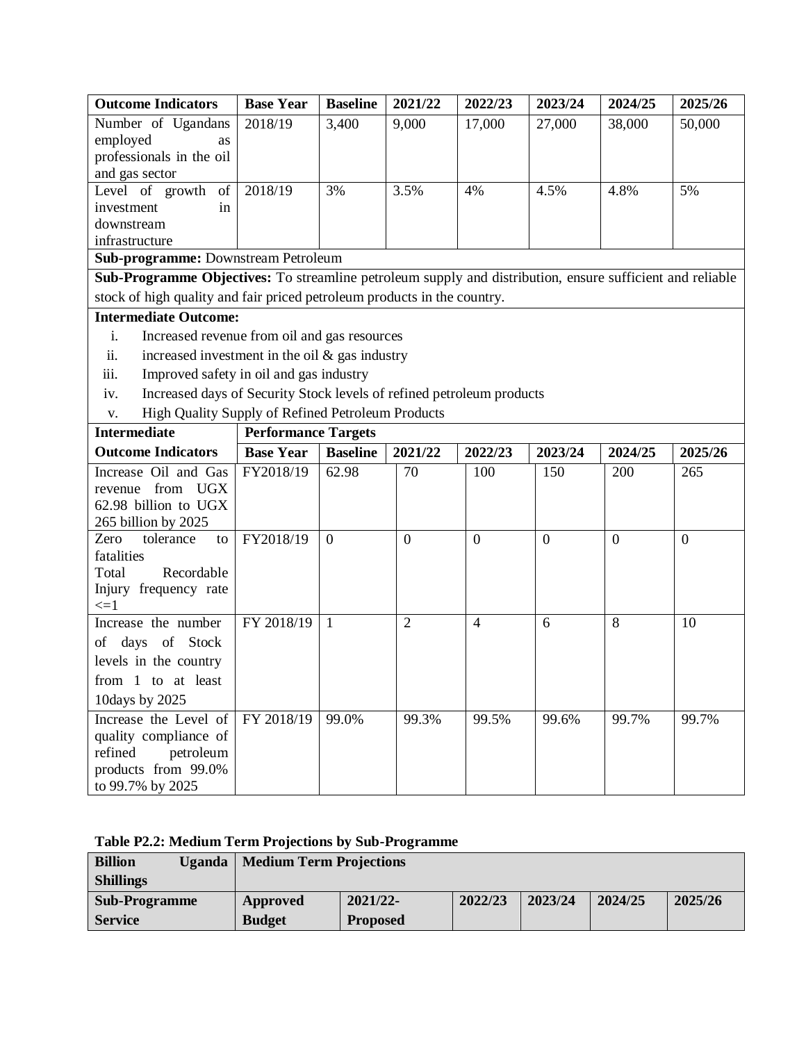| Outcome Indicators | Base Year | Baseline | 2021/22 | 2022/23 | 2023/24 | 2024/25 | 2025/26 |
|---|---|---|---|---|---|---|---|
| Number of Ugandans employed as professionals in the oil and gas sector | 2018/19 | 3,400 | 9,000 | 17,000 | 27,000 | 38,000 | 50,000 |
| Level of growth of investment in downstream infrastructure | 2018/19 | 3% | 3.5% | 4% | 4.5% | 4.8% | 5% |

**Sub-programme:** Downstream Petroleum

**Sub-Programme Objectives:** To streamline petroleum supply and distribution, ensure sufficient and reliable stock of high quality and fair priced petroleum products in the country.

**Intermediate Outcome:**

i. Increased revenue from oil and gas resources
ii. increased investment in the oil & gas industry
iii. Improved safety in oil and gas industry
iv. Increased days of Security Stock levels of refined petroleum products
v. High Quality Supply of Refined Petroleum Products

| Intermediate Outcome Indicators | Performance Targets | | | | | | |
|---|---|---|---|---|---|---|---|
| | Base Year | Baseline | 2021/22 | 2022/23 | 2023/24 | 2024/25 | 2025/26 |
| Increase Oil and Gas revenue from UGX 62.98 billion to UGX 265 billion by 2025 | FY2018/19 | 62.98 | 70 | 100 | 150 | 200 | 265 |
| Zero tolerance to fatalities Total Recordable Injury frequency rate <=1 | FY2018/19 | 0 | 0 | 0 | 0 | 0 | 0 |
| Increase the number of days of Stock levels in the country from 1 to at least 10days by 2025 | FY 2018/19 | 1 | 2 | 4 | 6 | 8 | 10 |
| Increase the Level of quality compliance of refined petroleum products from 99.0% to 99.7% by 2025 | FY 2018/19 | 99.0% | 99.3% | 99.5% | 99.6% | 99.7% | 99.7% |

**Table P2.2: Medium Term Projections by Sub-Programme**

| Billion Uganda Shillings | Medium Term Projections | | | | | |
|---|---|---|---|---|---|---|
| Sub-Programme Service | Approved Budget | 2021/22-Proposed | 2022/23 | 2023/24 | 2024/25 | 2025/26 |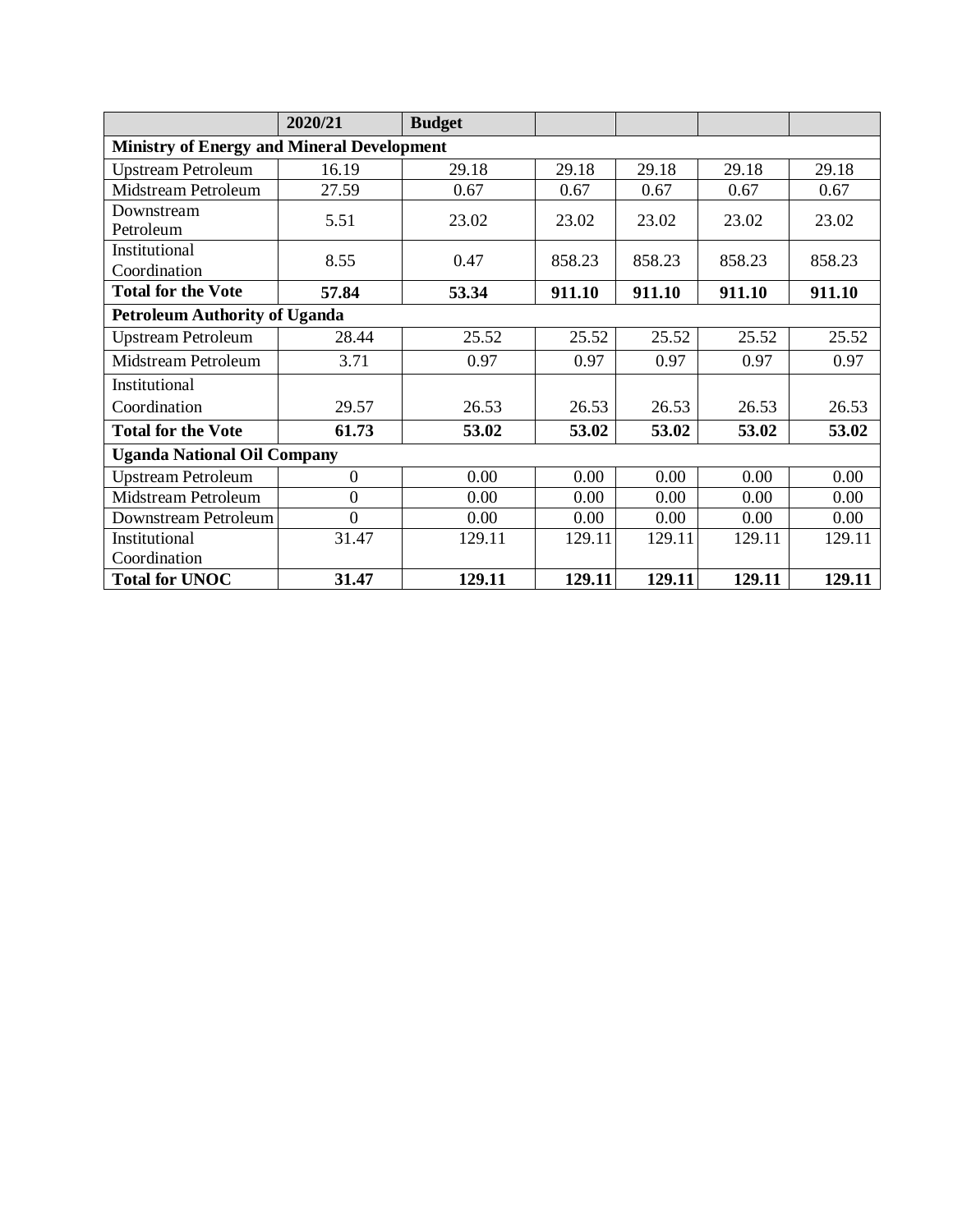| | 2020/21 | Budget | | | | |
|---|---|---|---|---|---|---|
| **Ministry of Energy and Mineral Development** | | | | | | |
| Upstream Petroleum | 16.19 | 29.18 | 29.18 | 29.18 | 29.18 | 29.18 |
| Midstream Petroleum | 27.59 | 0.67 | 0.67 | 0.67 | 0.67 | 0.67 |
| Downstream Petroleum | 5.51 | 23.02 | 23.02 | 23.02 | 23.02 | 23.02 |
| Institutional Coordination | 8.55 | 0.47 | 858.23 | 858.23 | 858.23 | 858.23 |
| **Total for the Vote** | **57.84** | **53.34** | **911.10** | **911.10** | **911.10** | **911.10** |
| **Petroleum Authority of Uganda** | | | | | | |
| Upstream Petroleum | 28.44 | 25.52 | 25.52 | 25.52 | 25.52 | 25.52 |
| Midstream Petroleum | 3.71 | 0.97 | 0.97 | 0.97 | 0.97 | 0.97 |
| Institutional Coordination | 29.57 | 26.53 | 26.53 | 26.53 | 26.53 | 26.53 |
| **Total for the Vote** | **61.73** | **53.02** | **53.02** | **53.02** | **53.02** | **53.02** |
| **Uganda National Oil Company** | | | | | | |
| Upstream Petroleum | 0 | 0.00 | 0.00 | 0.00 | 0.00 | 0.00 |
| Midstream Petroleum | 0 | 0.00 | 0.00 | 0.00 | 0.00 | 0.00 |
| Downstream Petroleum | 0 | 0.00 | 0.00 | 0.00 | 0.00 | 0.00 |
| Institutional Coordination | 31.47 | 129.11 | 129.11 | 129.11 | 129.11 | 129.11 |
| **Total for UNOC** | **31.47** | **129.11** | **129.11** | **129.11** | **129.11** | **129.11** |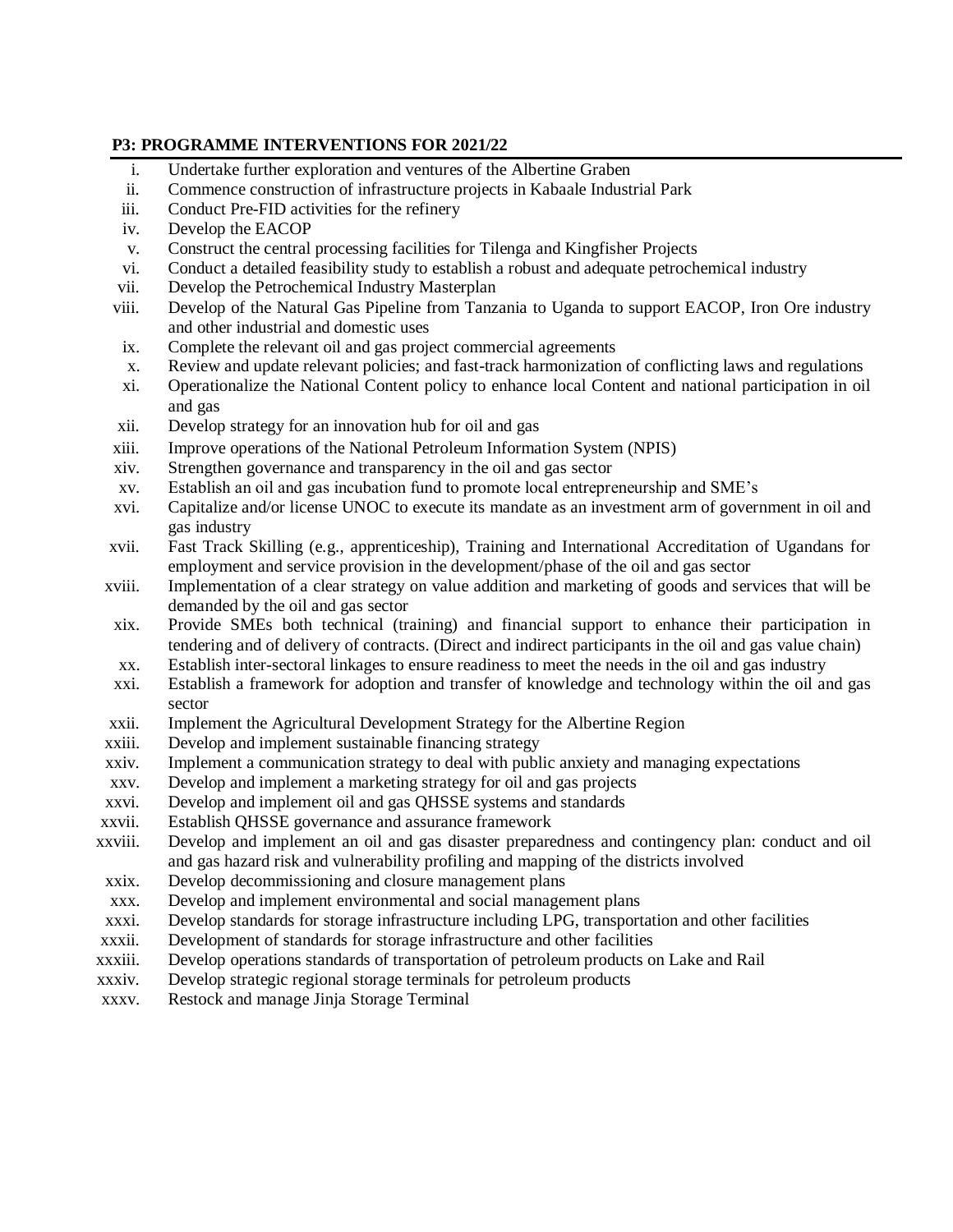**P3: PROGRAMME INTERVENTIONS FOR 2021/22**

i. Undertake further exploration and ventures of the Albertine Graben
ii. Commence construction of infrastructure projects in Kabaale Industrial Park
iii. Conduct Pre-FID activities for the refinery
iv. Develop the EACOP
v. Construct the central processing facilities for Tilenga and Kingfisher Projects
vi. Conduct a detailed feasibility study to establish a robust and adequate petrochemical industry
vii. Develop the Petrochemical Industry Masterplan
viii. Develop of the Natural Gas Pipeline from Tanzania to Uganda to support EACOP, Iron Ore industry and other industrial and domestic uses
ix. Complete the relevant oil and gas project commercial agreements
x. Review and update relevant policies; and fast-track harmonization of conflicting laws and regulations
xi. Operationalize the National Content policy to enhance local Content and national participation in oil and gas
xii. Develop strategy for an innovation hub for oil and gas
xiii. Improve operations of the National Petroleum Information System (NPIS)
xiv. Strengthen governance and transparency in the oil and gas sector
xv. Establish an oil and gas incubation fund to promote local entrepreneurship and SME's
xvi. Capitalize and/or license UNOC to execute its mandate as an investment arm of government in oil and gas industry
xvii. Fast Track Skilling (e.g., apprenticeship), Training and International Accreditation of Ugandans for employment and service provision in the development/phase of the oil and gas sector
xviii. Implementation of a clear strategy on value addition and marketing of goods and services that will be demanded by the oil and gas sector
xix. Provide SMEs both technical (training) and financial support to enhance their participation in tendering and of delivery of contracts. (Direct and indirect participants in the oil and gas value chain)
xx. Establish inter-sectoral linkages to ensure readiness to meet the needs in the oil and gas industry
xxi. Establish a framework for adoption and transfer of knowledge and technology within the oil and gas sector
xxii. Implement the Agricultural Development Strategy for the Albertine Region
xxiii. Develop and implement sustainable financing strategy
xxiv. Implement a communication strategy to deal with public anxiety and managing expectations
xxv. Develop and implement a marketing strategy for oil and gas projects
xxvi. Develop and implement oil and gas QHSSE systems and standards
xxvii. Establish QHSSE governance and assurance framework
xxviii. Develop and implement an oil and gas disaster preparedness and contingency plan: conduct and oil and gas hazard risk and vulnerability profiling and mapping of the districts involved
xxix. Develop decommissioning and closure management plans
xxx. Develop and implement environmental and social management plans
xxxi. Develop standards for storage infrastructure including LPG, transportation and other facilities
xxxii. Development of standards for storage infrastructure and other facilities
xxxiii. Develop operations standards of transportation of petroleum products on Lake and Rail
xxxiv. Develop strategic regional storage terminals for petroleum products
xxxv. Restock and manage Jinja Storage Terminal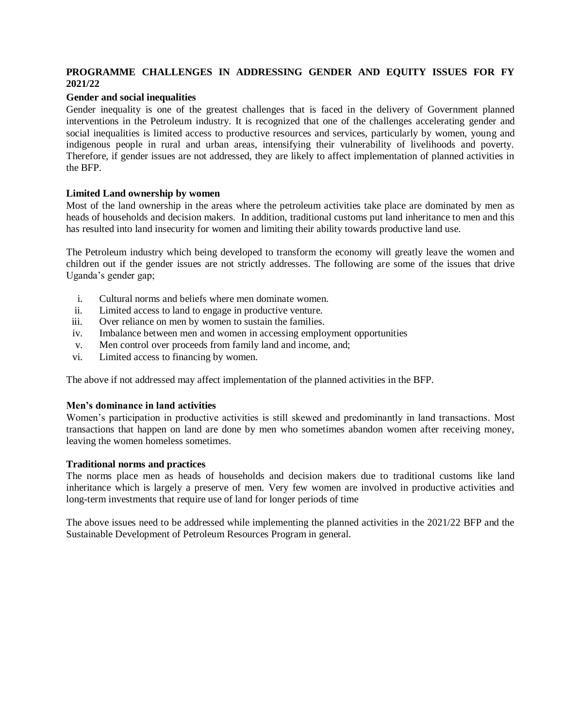**PROGRAMME CHALLENGES IN ADDRESSING GENDER AND EQUITY ISSUES FOR FY 2021/22**

**Gender and social inequalities**

Gender inequality is one of the greatest challenges that is faced in the delivery of Government planned interventions in the Petroleum industry. It is recognized that one of the challenges accelerating gender and social inequalities is limited access to productive resources and services, particularly by women, young and indigenous people in rural and urban areas, intensifying their vulnerability of livelihoods and poverty. Therefore, if gender issues are not addressed, they are likely to affect implementation of planned activities in the BFP.

**Limited Land ownership by women**

Most of the land ownership in the areas where the petroleum activities take place are dominated by men as heads of households and decision makers. In addition, traditional customs put land inheritance to men and this has resulted into land insecurity for women and limiting their ability towards productive land use.

The Petroleum industry which being developed to transform the economy will greatly leave the women and children out if the gender issues are not strictly addresses. The following are some of the issues that drive Uganda's gender gap;

i. Cultural norms and beliefs where men dominate women.
ii. Limited access to land to engage in productive venture.
iii. Over reliance on men by women to sustain the families.
iv. Imbalance between men and women in accessing employment opportunities
v. Men control over proceeds from family land and income, and;
vi. Limited access to financing by women.

The above if not addressed may affect implementation of the planned activities in the BFP.

**Men's dominance in land activities**

Women's participation in productive activities is still skewed and predominantly in land transactions. Most transactions that happen on land are done by men who sometimes abandon women after receiving money, leaving the women homeless sometimes.

**Traditional norms and practices**

The norms place men as heads of households and decision makers due to traditional customs like land inheritance which is largely a preserve of men. Very few women are involved in productive activities and long-term investments that require use of land for longer periods of time

The above issues need to be addressed while implementing the planned activities in the 2021/22 BFP and the Sustainable Development of Petroleum Resources Program in general.